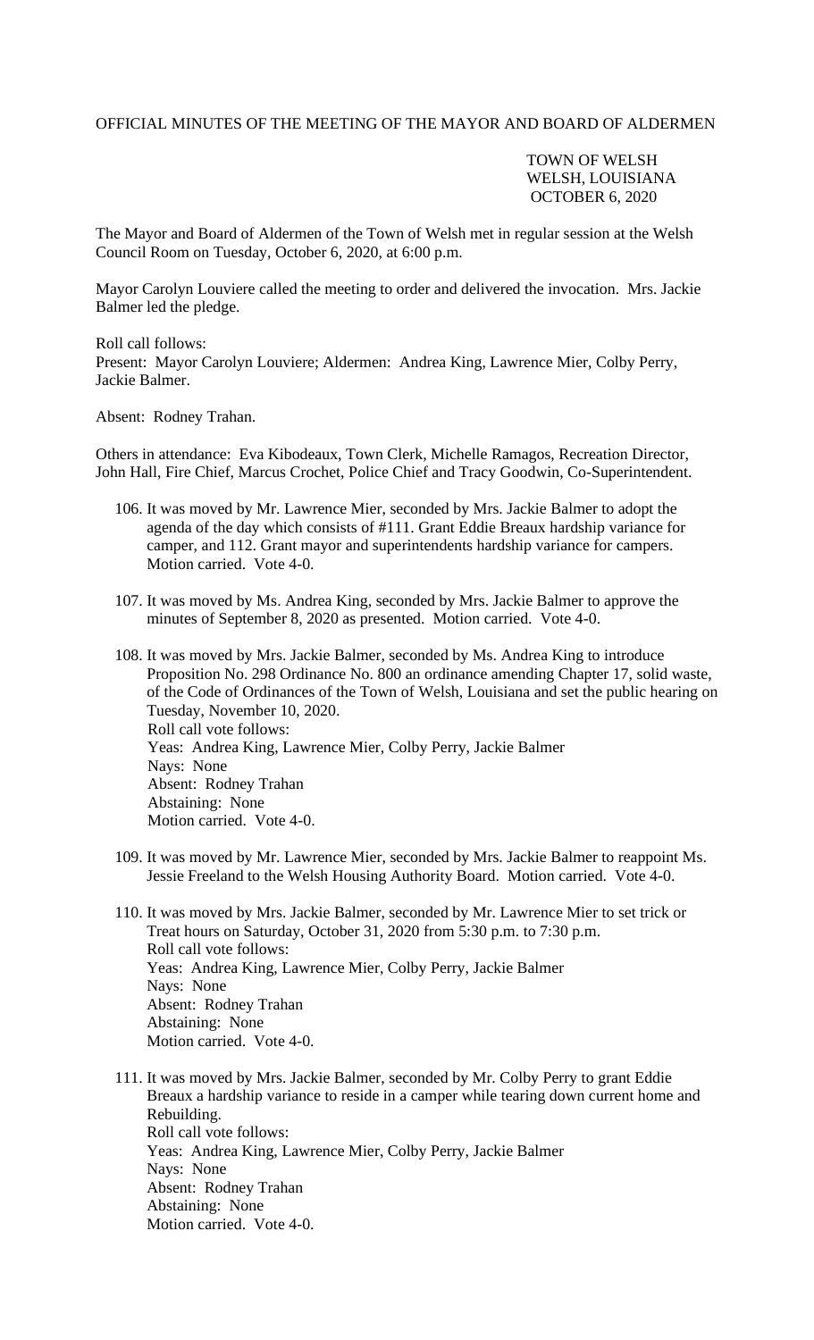OFFICIAL MINUTES OF THE MEETING OF THE MAYOR AND BOARD OF ALDERMEN

TOWN OF WELSH
WELSH, LOUISIANA
OCTOBER 6, 2020

The Mayor and Board of Aldermen of the Town of Welsh met in regular session at the Welsh Council Room on Tuesday, October 6, 2020, at 6:00 p.m.

Mayor Carolyn Louviere called the meeting to order and delivered the invocation. Mrs. Jackie Balmer led the pledge.

Roll call follows:
Present: Mayor Carolyn Louviere; Aldermen: Andrea King, Lawrence Mier, Colby Perry, Jackie Balmer.

Absent: Rodney Trahan.

Others in attendance: Eva Kibodeaux, Town Clerk, Michelle Ramagos, Recreation Director, John Hall, Fire Chief, Marcus Crochet, Police Chief and Tracy Goodwin, Co-Superintendent.

106. It was moved by Mr. Lawrence Mier, seconded by Mrs. Jackie Balmer to adopt the agenda of the day which consists of #111. Grant Eddie Breaux hardship variance for camper, and 112. Grant mayor and superintendents hardship variance for campers. Motion carried. Vote 4-0.

107. It was moved by Ms. Andrea King, seconded by Mrs. Jackie Balmer to approve the minutes of September 8, 2020 as presented. Motion carried. Vote 4-0.

108. It was moved by Mrs. Jackie Balmer, seconded by Ms. Andrea King to introduce Proposition No. 298 Ordinance No. 800 an ordinance amending Chapter 17, solid waste, of the Code of Ordinances of the Town of Welsh, Louisiana and set the public hearing on Tuesday, November 10, 2020.
Roll call vote follows:
Yeas: Andrea King, Lawrence Mier, Colby Perry, Jackie Balmer
Nays: None
Absent: Rodney Trahan
Abstaining: None
Motion carried. Vote 4-0.

109. It was moved by Mr. Lawrence Mier, seconded by Mrs. Jackie Balmer to reappoint Ms. Jessie Freeland to the Welsh Housing Authority Board. Motion carried. Vote 4-0.

110. It was moved by Mrs. Jackie Balmer, seconded by Mr. Lawrence Mier to set trick or Treat hours on Saturday, October 31, 2020 from 5:30 p.m. to 7:30 p.m.
Roll call vote follows:
Yeas: Andrea King, Lawrence Mier, Colby Perry, Jackie Balmer
Nays: None
Absent: Rodney Trahan
Abstaining: None
Motion carried. Vote 4-0.

111. It was moved by Mrs. Jackie Balmer, seconded by Mr. Colby Perry to grant Eddie Breaux a hardship variance to reside in a camper while tearing down current home and Rebuilding.
Roll call vote follows:
Yeas: Andrea King, Lawrence Mier, Colby Perry, Jackie Balmer
Nays: None
Absent: Rodney Trahan
Abstaining: None
Motion carried. Vote 4-0.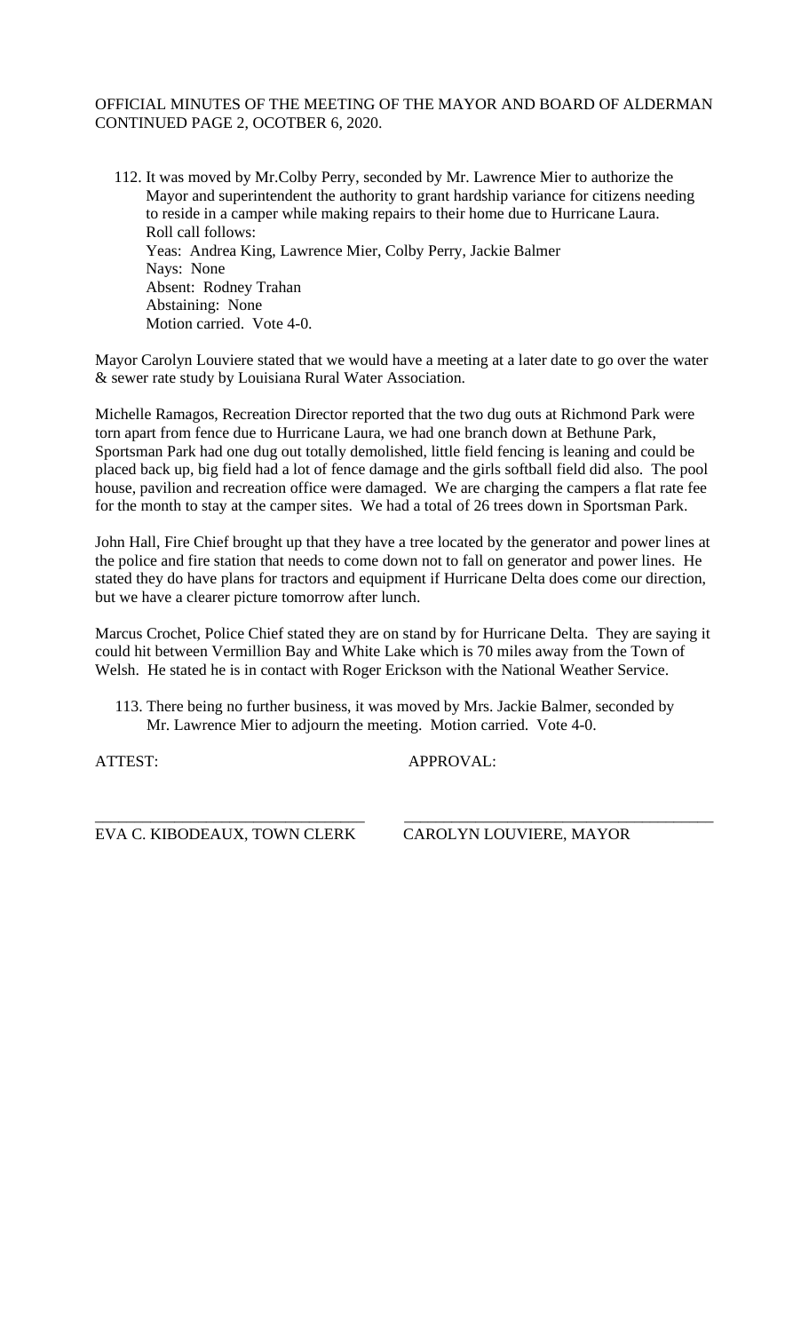OFFICIAL MINUTES OF THE MEETING OF THE MAYOR AND BOARD OF ALDERMAN CONTINUED PAGE 2, OCOTBER 6, 2020.

112. It was moved by Mr.Colby Perry, seconded by Mr. Lawrence Mier to authorize the Mayor and superintendent the authority to grant hardship variance for citizens needing to reside in a camper while making repairs to their home due to Hurricane Laura.
    Roll call follows:
    Yeas: Andrea King, Lawrence Mier, Colby Perry, Jackie Balmer
    Nays: None
    Absent: Rodney Trahan
    Abstaining: None
    Motion carried. Vote 4-0.

Mayor Carolyn Louviere stated that we would have a meeting at a later date to go over the water & sewer rate study by Louisiana Rural Water Association.

Michelle Ramagos, Recreation Director reported that the two dug outs at Richmond Park were torn apart from fence due to Hurricane Laura, we had one branch down at Bethune Park, Sportsman Park had one dug out totally demolished, little field fencing is leaning and could be placed back up, big field had a lot of fence damage and the girls softball field did also. The pool house, pavilion and recreation office were damaged. We are charging the campers a flat rate fee for the month to stay at the camper sites. We had a total of 26 trees down in Sportsman Park.

John Hall, Fire Chief brought up that they have a tree located by the generator and power lines at the police and fire station that needs to come down not to fall on generator and power lines. He stated they do have plans for tractors and equipment if Hurricane Delta does come our direction, but we have a clearer picture tomorrow after lunch.

Marcus Crochet, Police Chief stated they are on stand by for Hurricane Delta. They are saying it could hit between Vermillion Bay and White Lake which is 70 miles away from the Town of Welsh. He stated he is in contact with Roger Erickson with the National Weather Service.

113. There being no further business, it was moved by Mrs. Jackie Balmer, seconded by Mr. Lawrence Mier to adjourn the meeting. Motion carried. Vote 4-0.

ATTEST: APPROVAL:

\_\_\_\_\_\_\_\_\_\_\_\_\_\_\_\_\_\_\_\_\_\_\_\_\_\_\_\_\_\_\_\_ \_\_\_\_\_\_\_\_\_\_\_\_\_\_\_\_\_\_\_\_\_\_\_\_\_\_\_\_\_\_\_\_\_\_\_\_\_\_

EVA C. KIBODEAUX, TOWN CLERK CAROLYN LOUVIERE, MAYOR